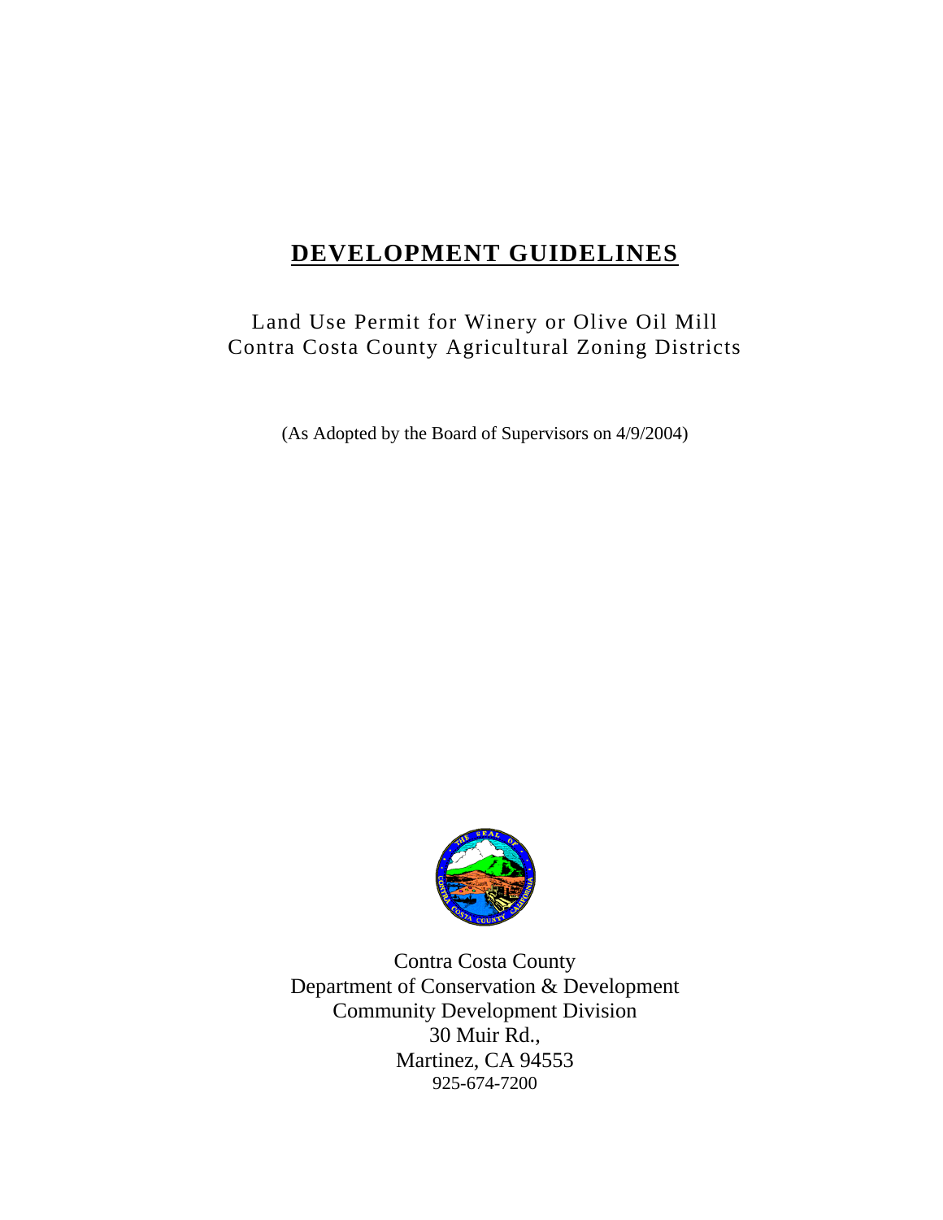# DEVELOPMENT GUIDELINES

Land Use Permit for Winery or Olive Oil Mill
Contra Costa County Agricultural Zoning Districts

(As Adopted by the Board of Supervisors on 4/9/2004)

Contra Costa County
Department of Conservation & Development
Community Development Division
30 Muir Rd.,
Martinez, CA 94553
925-674-7200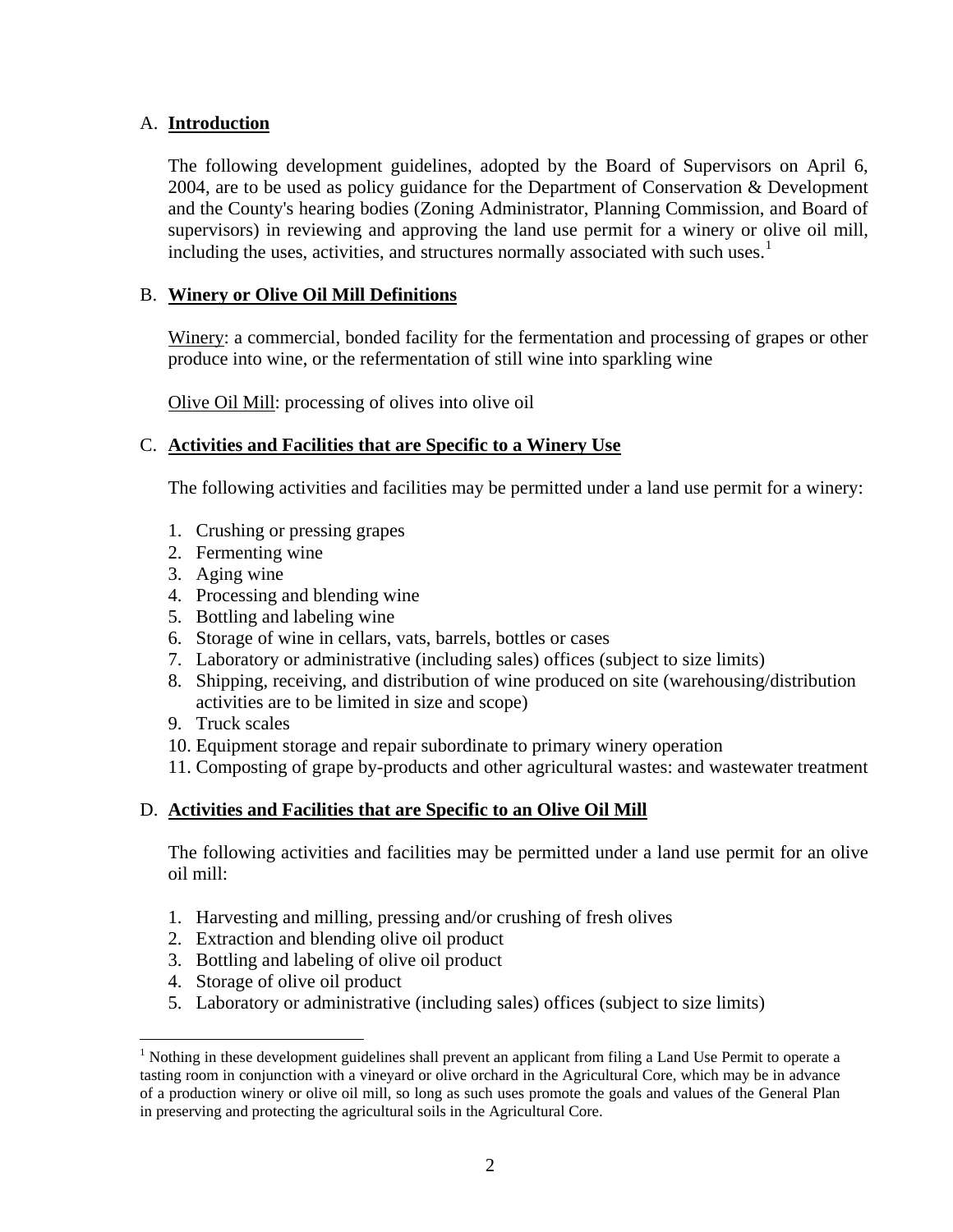## A. **Introduction**

The following development guidelines, adopted by the Board of Supervisors on April 6, 2004, are to be used as policy guidance for the Department of Conservation & Development and the County's hearing bodies (Zoning Administrator, Planning Commission, and Board of supervisors) in reviewing and approving the land use permit for a winery or olive oil mill, including the uses, activities, and structures normally associated with such uses.[1]

## B. **Winery or Olive Oil Mill Definitions**

Winery: a commercial, bonded facility for the fermentation and processing of grapes or other produce into wine, or the refermentation of still wine into sparkling wine

Olive Oil Mill: processing of olives into olive oil

## C. **Activities and Facilities that are Specific to a Winery Use**

The following activities and facilities may be permitted under a land use permit for a winery:

1. Crushing or pressing grapes
2. Fermenting wine
3. Aging wine
4. Processing and blending wine
5. Bottling and labeling wine
6. Storage of wine in cellars, vats, barrels, bottles or cases
7. Laboratory or administrative (including sales) offices (subject to size limits)
8. Shipping, receiving, and distribution of wine produced on site (warehousing/distribution activities are to be limited in size and scope)
9. Truck scales
10. Equipment storage and repair subordinate to primary winery operation
11. Composting of grape by-products and other agricultural wastes: and wastewater treatment

## D. **Activities and Facilities that are Specific to an Olive Oil Mill**

The following activities and facilities may be permitted under a land use permit for an olive oil mill:

1. Harvesting and milling, pressing and/or crushing of fresh olives
2. Extraction and blending olive oil product
3. Bottling and labeling of olive oil product
4. Storage of olive oil product
5. Laboratory or administrative (including sales) offices (subject to size limits)

---

[1] Nothing in these development guidelines shall prevent an applicant from filing a Land Use Permit to operate a tasting room in conjunction with a vineyard or olive orchard in the Agricultural Core, which may be in advance of a production winery or olive oil mill, so long as such uses promote the goals and values of the General Plan in preserving and protecting the agricultural soils in the Agricultural Core.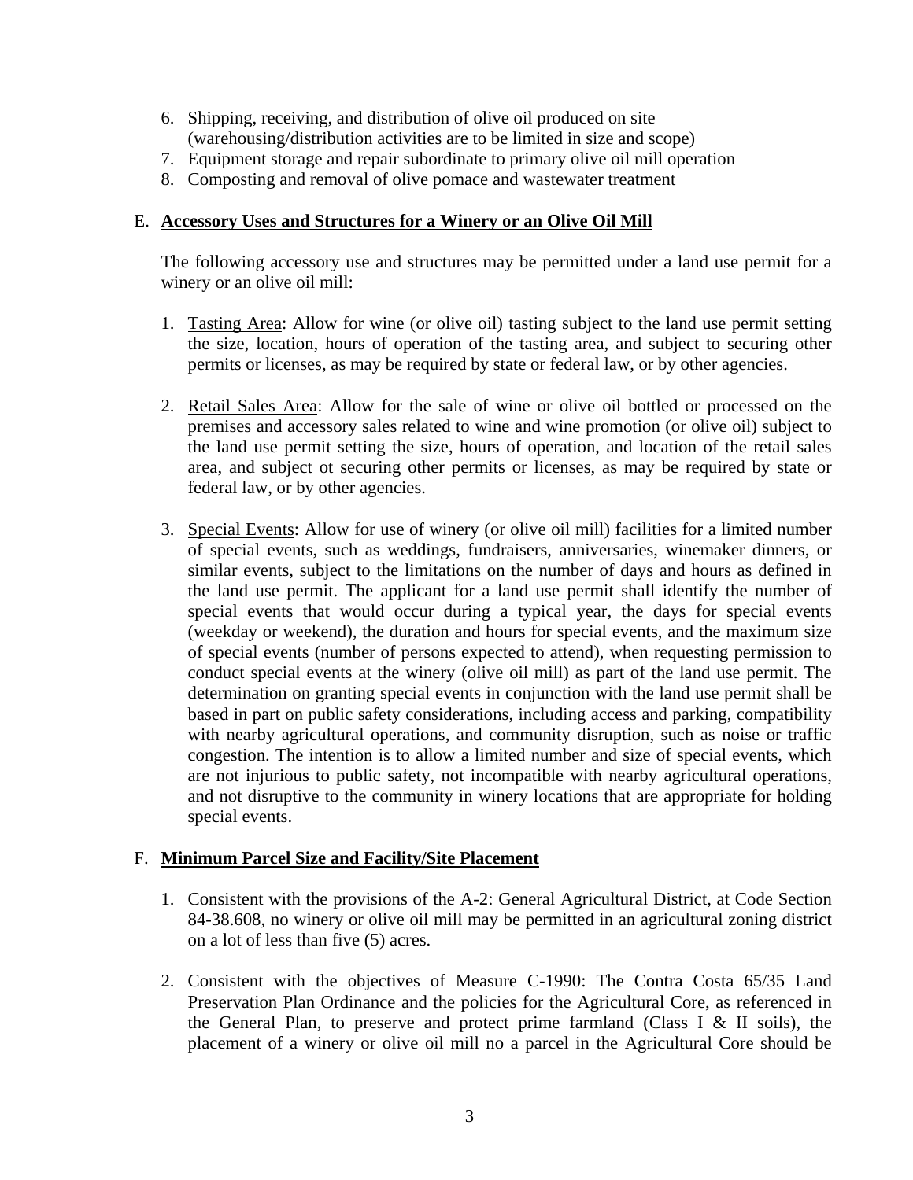6. Shipping, receiving, and distribution of olive oil produced on site (warehousing/distribution activities are to be limited in size and scope)
7. Equipment storage and repair subordinate to primary olive oil mill operation
8. Composting and removal of olive pomace and wastewater treatment

E. **Accessory Uses and Structures for a Winery or an Olive Oil Mill**

The following accessory use and structures may be permitted under a land use permit for a winery or an olive oil mill:

1. Tasting Area: Allow for wine (or olive oil) tasting subject to the land use permit setting the size, location, hours of operation of the tasting area, and subject to securing other permits or licenses, as may be required by state or federal law, or by other agencies.

2. Retail Sales Area: Allow for the sale of wine or olive oil bottled or processed on the premises and accessory sales related to wine and wine promotion (or olive oil) subject to the land use permit setting the size, hours of operation, and location of the retail sales area, and subject ot securing other permits or licenses, as may be required by state or federal law, or by other agencies.

3. Special Events: Allow for use of winery (or olive oil mill) facilities for a limited number of special events, such as weddings, fundraisers, anniversaries, winemaker dinners, or similar events, subject to the limitations on the number of days and hours as defined in the land use permit. The applicant for a land use permit shall identify the number of special events that would occur during a typical year, the days for special events (weekday or weekend), the duration and hours for special events, and the maximum size of special events (number of persons expected to attend), when requesting permission to conduct special events at the winery (olive oil mill) as part of the land use permit. The determination on granting special events in conjunction with the land use permit shall be based in part on public safety considerations, including access and parking, compatibility with nearby agricultural operations, and community disruption, such as noise or traffic congestion. The intention is to allow a limited number and size of special events, which are not injurious to public safety, not incompatible with nearby agricultural operations, and not disruptive to the community in winery locations that are appropriate for holding special events.

F. **Minimum Parcel Size and Facility/Site Placement**

1. Consistent with the provisions of the A-2: General Agricultural District, at Code Section 84-38.608, no winery or olive oil mill may be permitted in an agricultural zoning district on a lot of less than five (5) acres.

2. Consistent with the objectives of Measure C-1990: The Contra Costa 65/35 Land Preservation Plan Ordinance and the policies for the Agricultural Core, as referenced in the General Plan, to preserve and protect prime farmland (Class I & II soils), the placement of a winery or olive oil mill no a parcel in the Agricultural Core should be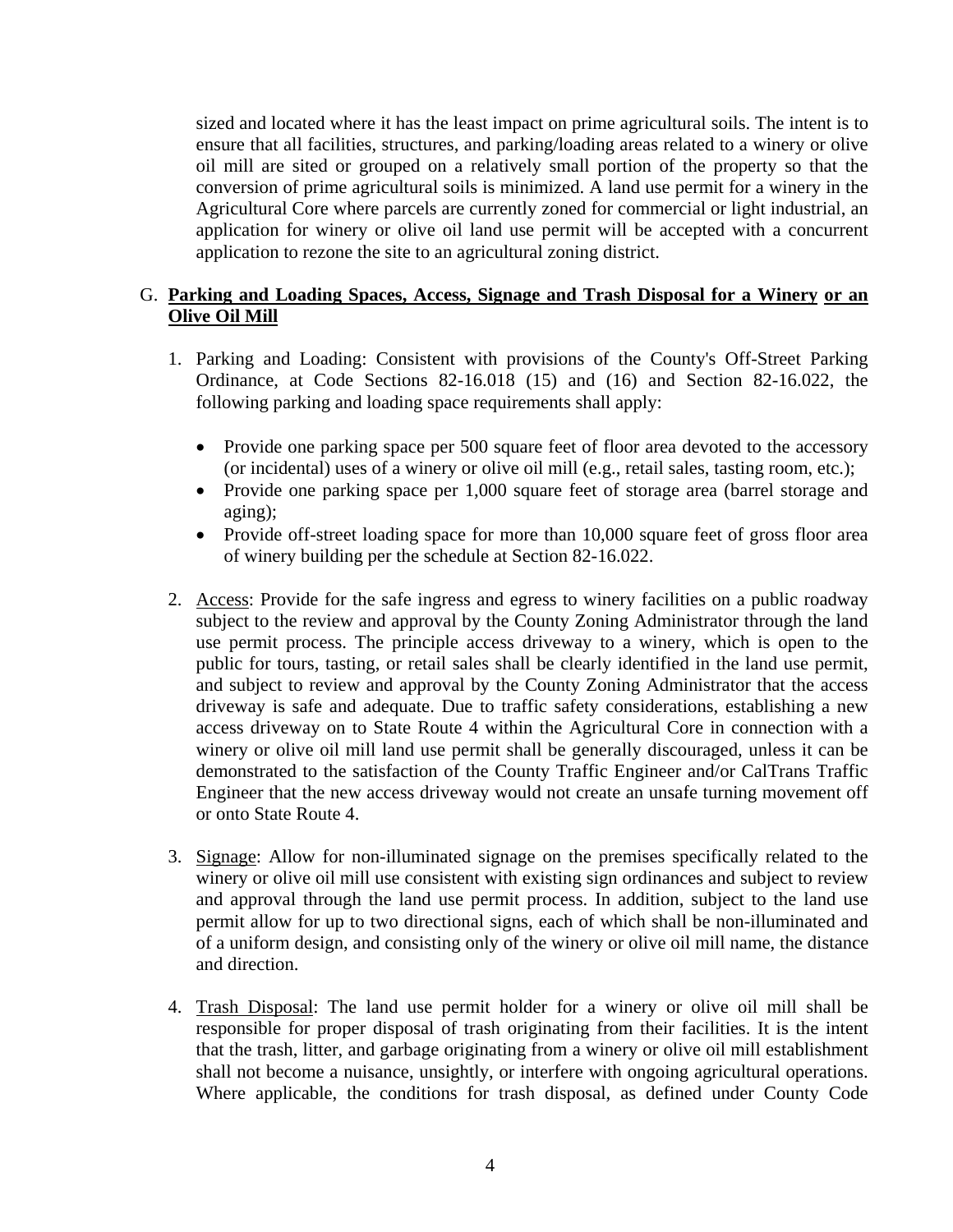sized and located where it has the least impact on prime agricultural soils. The intent is to ensure that all facilities, structures, and parking/loading areas related to a winery or olive oil mill are sited or grouped on a relatively small portion of the property so that the conversion of prime agricultural soils is minimized. A land use permit for a winery in the Agricultural Core where parcels are currently zoned for commercial or light industrial, an application for winery or olive oil land use permit will be accepted with a concurrent application to rezone the site to an agricultural zoning district.

G. **Parking and Loading Spaces, Access, Signage and Trash Disposal for a Winery or an Olive Oil Mill**

1. Parking and Loading: Consistent with provisions of the County's Off-Street Parking Ordinance, at Code Sections 82-16.018 (15) and (16) and Section 82-16.022, the following parking and loading space requirements shall apply:

   - Provide one parking space per 500 square feet of floor area devoted to the accessory (or incidental) uses of a winery or olive oil mill (e.g., retail sales, tasting room, etc.);
   - Provide one parking space per 1,000 square feet of storage area (barrel storage and aging);
   - Provide off-street loading space for more than 10,000 square feet of gross floor area of winery building per the schedule at Section 82-16.022.

2. Access: Provide for the safe ingress and egress to winery facilities on a public roadway subject to the review and approval by the County Zoning Administrator through the land use permit process. The principle access driveway to a winery, which is open to the public for tours, tasting, or retail sales shall be clearly identified in the land use permit, and subject to review and approval by the County Zoning Administrator that the access driveway is safe and adequate. Due to traffic safety considerations, establishing a new access driveway on to State Route 4 within the Agricultural Core in connection with a winery or olive oil mill land use permit shall be generally discouraged, unless it can be demonstrated to the satisfaction of the County Traffic Engineer and/or CalTrans Traffic Engineer that the new access driveway would not create an unsafe turning movement off or onto State Route 4.

3. Signage: Allow for non-illuminated signage on the premises specifically related to the winery or olive oil mill use consistent with existing sign ordinances and subject to review and approval through the land use permit process. In addition, subject to the land use permit allow for up to two directional signs, each of which shall be non-illuminated and of a uniform design, and consisting only of the winery or olive oil mill name, the distance and direction.

4. Trash Disposal: The land use permit holder for a winery or olive oil mill shall be responsible for proper disposal of trash originating from their facilities. It is the intent that the trash, litter, and garbage originating from a winery or olive oil mill establishment shall not become a nuisance, unsightly, or interfere with ongoing agricultural operations. Where applicable, the conditions for trash disposal, as defined under County Code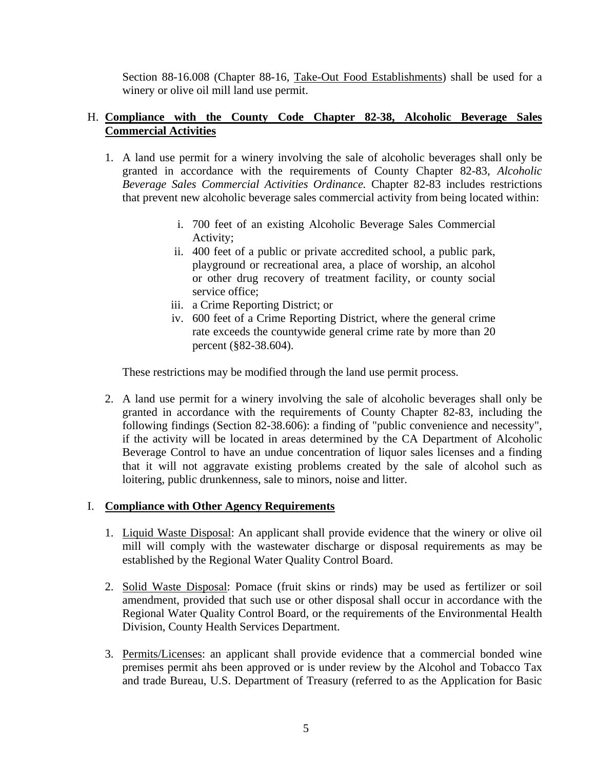Section 88-16.008 (Chapter 88-16, Take-Out Food Establishments) shall be used for a winery or olive oil mill land use permit.

H. **Compliance with the County Code Chapter 82-38, Alcoholic Beverage Sales Commercial Activities**

1. A land use permit for a winery involving the sale of alcoholic beverages shall only be granted in accordance with the requirements of County Chapter 82-83, *Alcoholic Beverage Sales Commercial Activities Ordinance.* Chapter 82-83 includes restrictions that prevent new alcoholic beverage sales commercial activity from being located within:

    i. 700 feet of an existing Alcoholic Beverage Sales Commercial Activity;
    ii. 400 feet of a public or private accredited school, a public park, playground or recreational area, a place of worship, an alcohol or other drug recovery of treatment facility, or county social service office;
    iii. a Crime Reporting District; or
    iv. 600 feet of a Crime Reporting District, where the general crime rate exceeds the countywide general crime rate by more than 20 percent (§82-38.604).

    These restrictions may be modified through the land use permit process.

2. A land use permit for a winery involving the sale of alcoholic beverages shall only be granted in accordance with the requirements of County Chapter 82-83, including the following findings (Section 82-38.606): a finding of "public convenience and necessity", if the activity will be located in areas determined by the CA Department of Alcoholic Beverage Control to have an undue concentration of liquor sales licenses and a finding that it will not aggravate existing problems created by the sale of alcohol such as loitering, public drunkenness, sale to minors, noise and litter.

I. **Compliance with Other Agency Requirements**

1. Liquid Waste Disposal: An applicant shall provide evidence that the winery or olive oil mill will comply with the wastewater discharge or disposal requirements as may be established by the Regional Water Quality Control Board.

2. Solid Waste Disposal: Pomace (fruit skins or rinds) may be used as fertilizer or soil amendment, provided that such use or other disposal shall occur in accordance with the Regional Water Quality Control Board, or the requirements of the Environmental Health Division, County Health Services Department.

3. Permits/Licenses: an applicant shall provide evidence that a commercial bonded wine premises permit ahs been approved or is under review by the Alcohol and Tobacco Tax and trade Bureau, U.S. Department of Treasury (referred to as the Application for Basic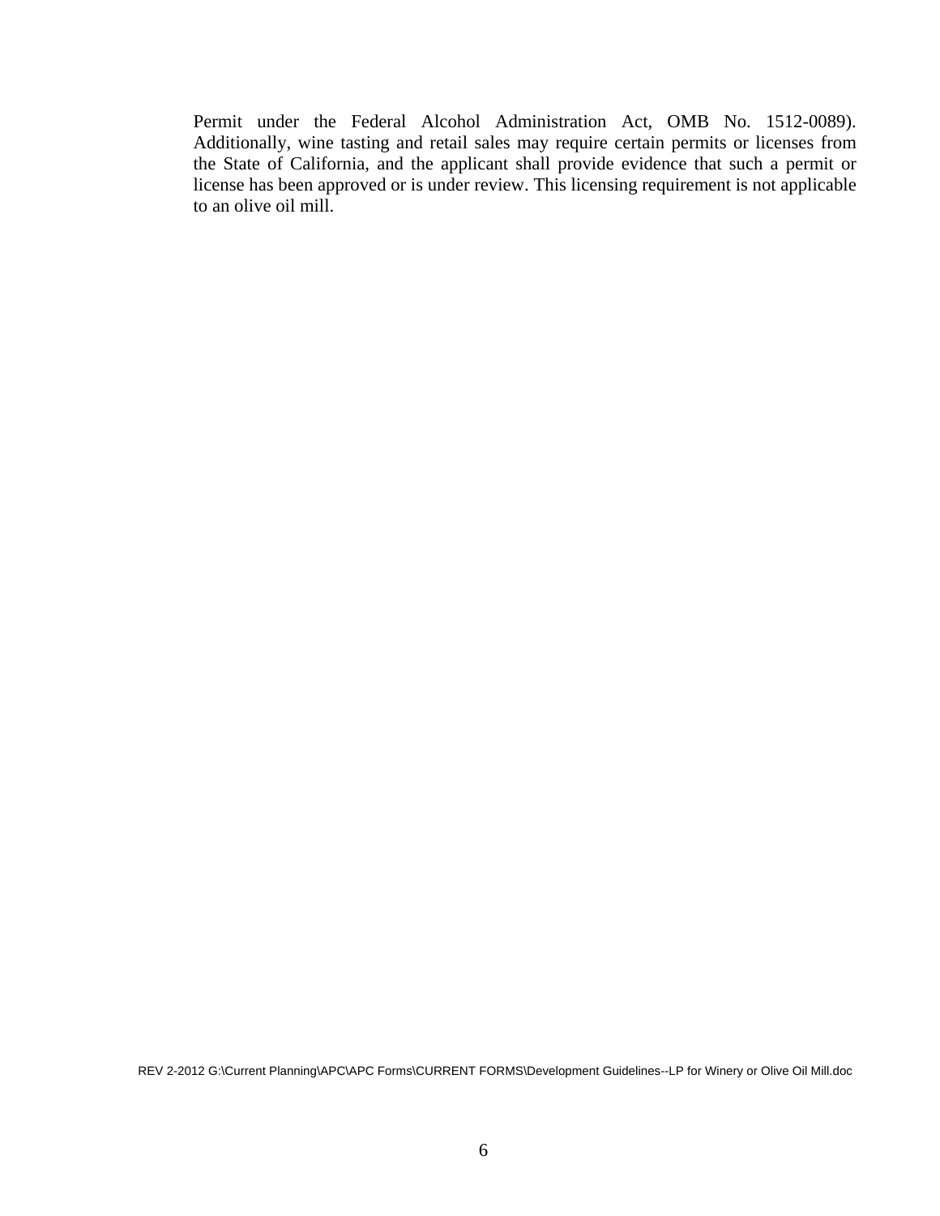Permit under the Federal Alcohol Administration Act, OMB No. 1512-0089). Additionally, wine tasting and retail sales may require certain permits or licenses from the State of California, and the applicant shall provide evidence that such a permit or license has been approved or is under review. This licensing requirement is not applicable to an olive oil mill.